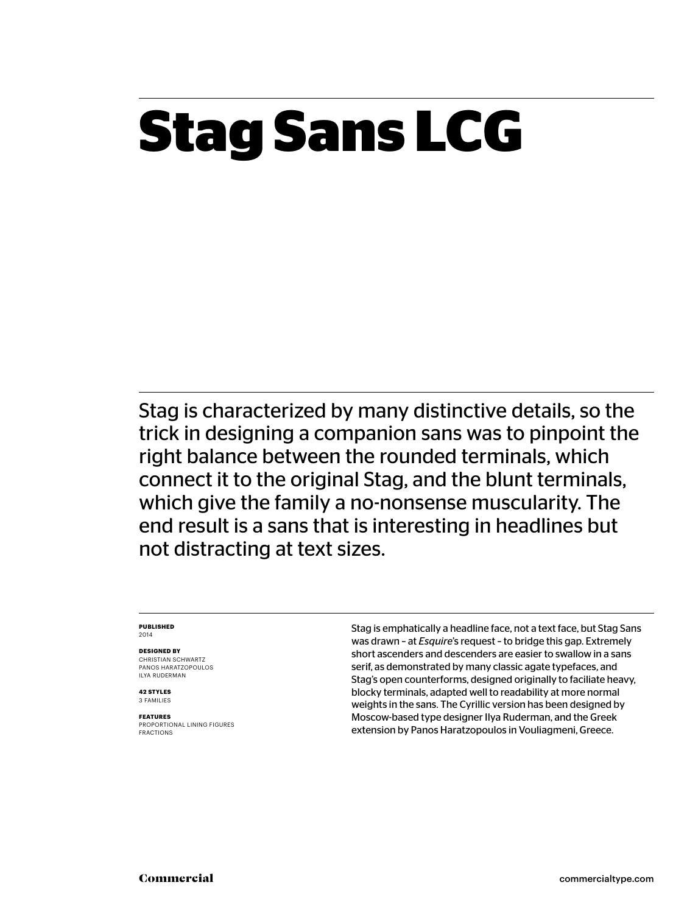# Stag Sans LCG

Stag is characterized by many distinctive details, so the trick in designing a companion sans was to pinpoint the right balance between the rounded terminals, which connect it to the original Stag, and the blunt terminals, which give the family a no-nonsense muscularity. The end result is a sans that is interesting in headlines but not distracting at text sizes.

**PUBLISHED**
2014

**DESIGNED BY**
CHRISTIAN SCHWARTZ
PANOS HARATZOPOULOS
ILYA RUDERMAN

**42 STYLES**
3 FAMILIES

**FEATURES**
PROPORTIONAL LINING FIGURES
FRACTIONS

Stag is emphatically a headline face, not a text face, but Stag Sans was drawn – at *Esquire*'s request – to bridge this gap. Extremely short ascenders and descenders are easier to swallow in a sans serif, as demonstrated by many classic agate typefaces, and Stag's open counterforms, designed originally to faciliate heavy, blocky terminals, adapted well to readability at more normal weights in the sans. The Cyrillic version has been designed by Moscow-based type designer Ilya Ruderman, and the Greek extension by Panos Haratzopoulos in Vouliagmeni, Greece.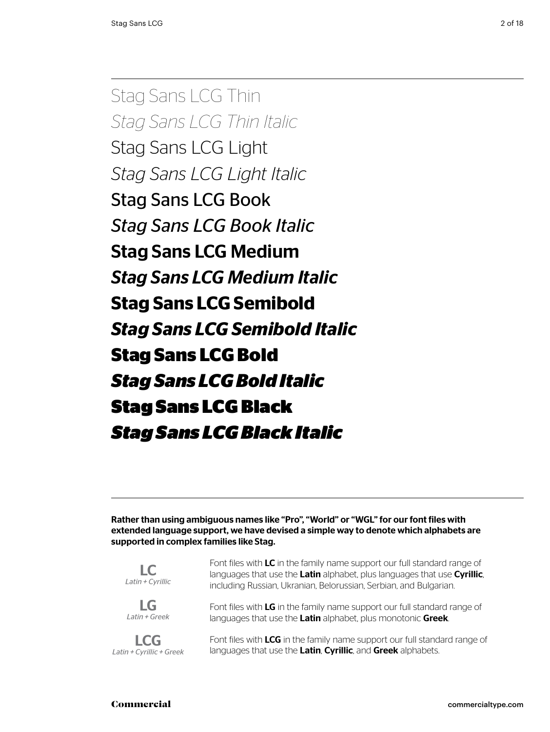Stag Sans LCG Thin

*Stag Sans LCG Thin Italic*

Stag Sans LCG Light

*Stag Sans LCG Light Italic*

Stag Sans LCG Book

*Stag Sans LCG Book Italic*

**Stag Sans LCG Medium**

***Stag Sans LCG Medium Italic***

**Stag Sans LCG Semibold**

***Stag Sans LCG Semibold Italic***

**Stag Sans LCG Bold**

***Stag Sans LCG Bold Italic***

**Stag Sans LCG Black**

***Stag Sans LCG Black Italic***

---

**Rather than using ambiguous names like "Pro", "World" or "WGL" for our font files with extended language support, we have devised a simple way to denote which alphabets are supported in complex families like Stag.**

**LC**
*Latin + Cyrillic*

Font files with **LC** in the family name support our full standard range of languages that use the **Latin** alphabet, plus languages that use **Cyrillic**, including Russian, Ukranian, Belorussian, Serbian, and Bulgarian.

**LG**
*Latin + Greek*

Font files with **LG** in the family name support our full standard range of languages that use the **Latin** alphabet, plus monotonic **Greek**.

**LCG**
*Latin + Cyrillic + Greek*

Font files with **LCG** in the family name support our full standard range of languages that use the **Latin**, **Cyrillic**, and **Greek** alphabets.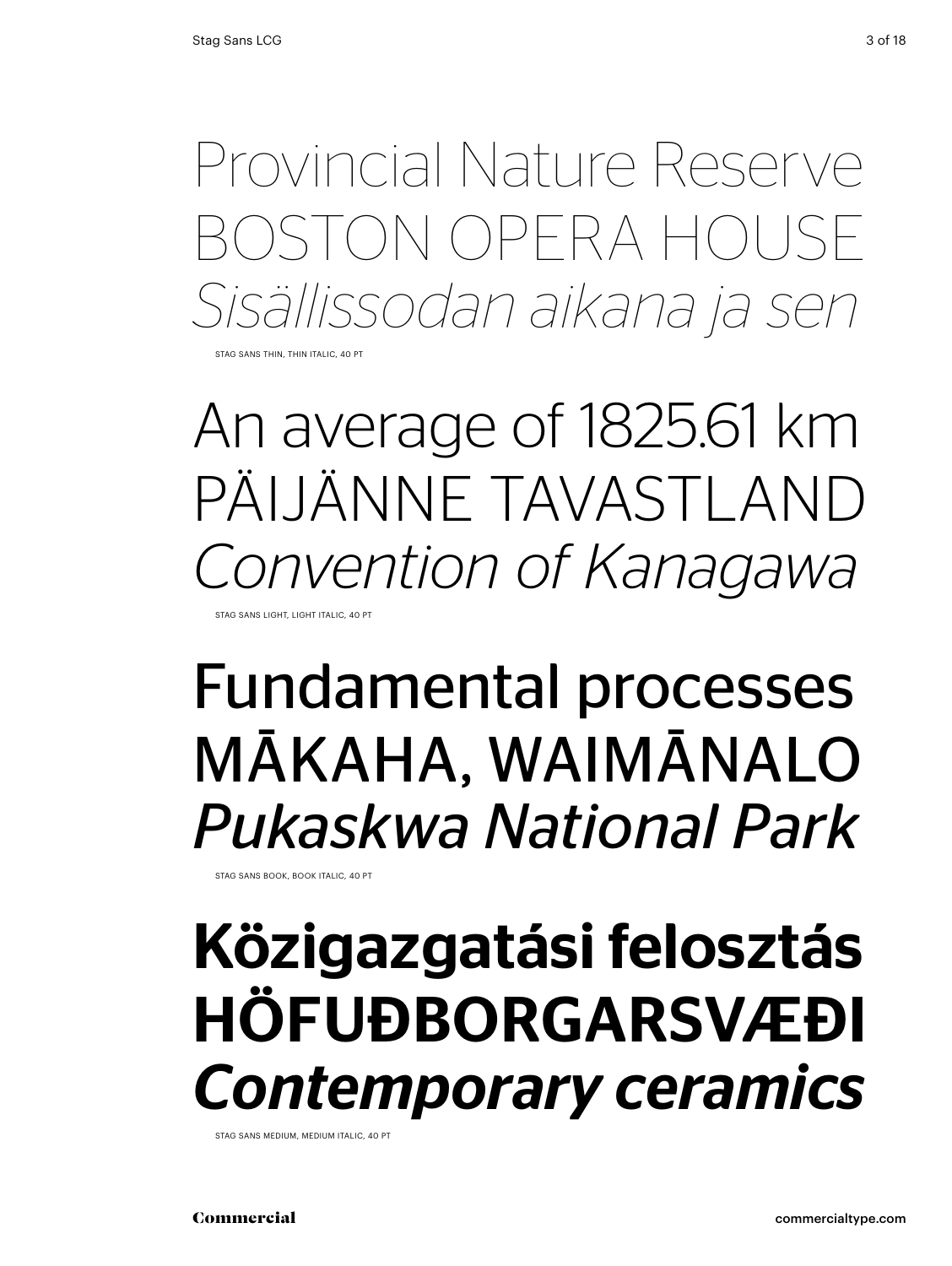Provincial Nature Reserve
BOSTON OPERA HOUSE
*Sisällissodan aikana ja sen*

STAG SANS THIN, THIN ITALIC, 40 PT

An average of 1825.61 km
PÄIJÄNNE TAVASTLAND
*Convention of Kanagawa*

STAG SANS LIGHT, LIGHT ITALIC, 40 PT

Fundamental processes
MĀKAHA, WAIMĀNALO
*Pukaskwa National Park*

STAG SANS BOOK, BOOK ITALIC, 40 PT

**Közigazgatási felosztás**
**HÖFUÐBORGARSVÆÐI**
***Contemporary ceramics***

STAG SANS MEDIUM, MEDIUM ITALIC, 40 PT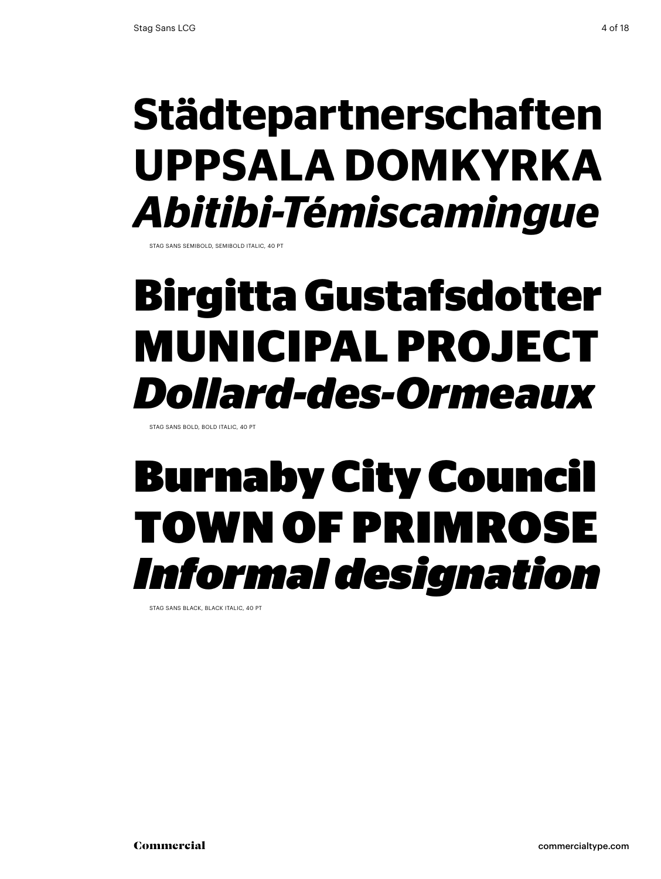**Städtepartnerschaften**
**UPPSALA DOMKYRKA**
***Abitibi-Témiscamingue***

STAG SANS SEMIBOLD, SEMIBOLD ITALIC, 40 PT

**Birgitta Gustafsdotter**
**MUNICIPAL PROJECT**
***Dollard-des-Ormeaux***

STAG SANS BOLD, BOLD ITALIC, 40 PT

**Burnaby City Council**
**TOWN OF PRIMROSE**
***Informal designation***

STAG SANS BLACK, BLACK ITALIC, 40 PT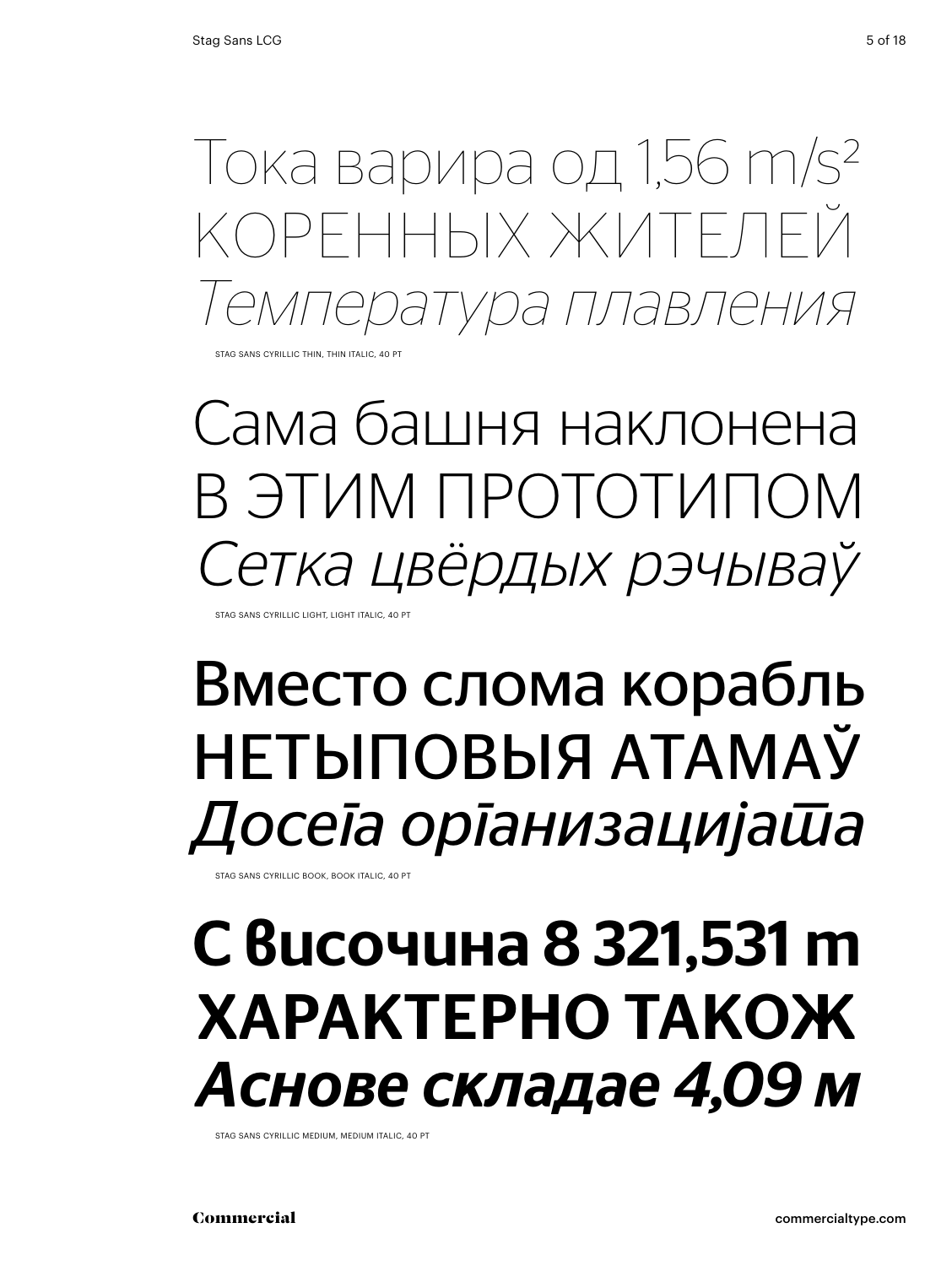Тока варира од 1,56 m/s²
КОРЕННЫХ ЖИТЕЛЕЙ
*Температура плавления*

STAG SANS CYRILLIC THIN, THIN ITALIC, 40 PT

Сама башня наклонена
В ЭТИМ ПРОТОТИПОМ
*Сетка цвёрдых рэчываў*

STAG SANS CYRILLIC LIGHT, LIGHT ITALIC, 40 PT

Вместо слома корабль
НЕТЫПОВЫЯ АТАМАЎ
*Досеѓа орѓанизацијата*

STAG SANS CYRILLIC BOOK, BOOK ITALIC, 40 PT

**С височина 8 321,531 m**
**ХАРАКТЕРНО ТАКОЖ**
***Аснове складае 4,09 м***

STAG SANS CYRILLIC MEDIUM, MEDIUM ITALIC, 40 PT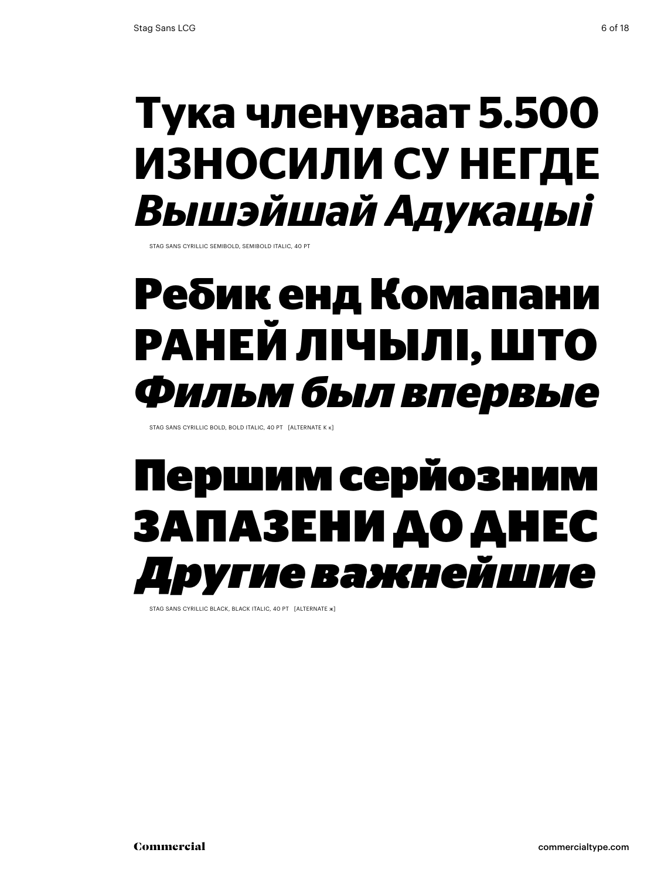**Тука членуваат 5.500**
**ИЗНОСИЛИ СУ НЕГДЕ**
***Вышэйшай Адукацыі***

STAG SANS CYRILLIC SEMIBOLD, SEMIBOLD ITALIC, 40 PT

**Ребик енд Комапани**
**РАНЕЙ ЛІЧЫЛІ, ШТО**
***Фильм был впервые***

STAG SANS CYRILLIC BOLD, BOLD ITALIC, 40 PT [ALTERNATE К к]

**Першим серйозним**
**ЗАПАЗЕНИ ДО ДНЕС**
***Другие важнейшие***

STAG SANS CYRILLIC BLACK, BLACK ITALIC, 40 PT [ALTERNATE ж]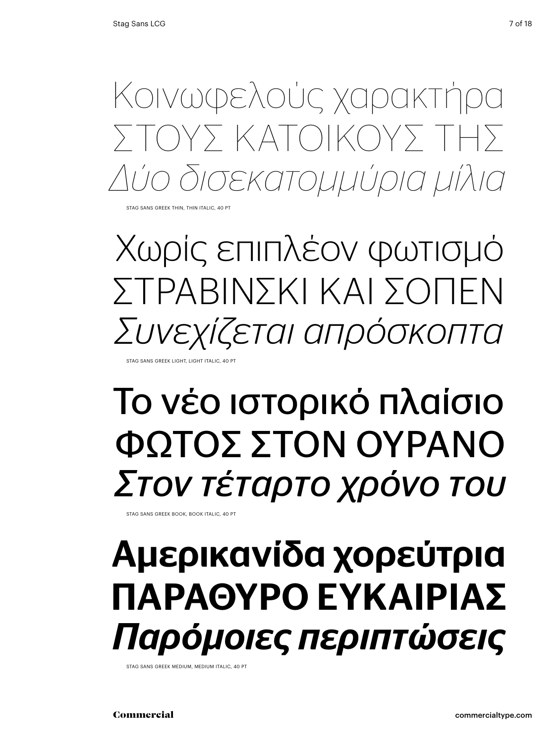Κοινωφελούς χαρακτήρα
ΣΤΟΥΣ ΚΑΤΟΙΚΟΥΣ ΤΗΣ
*Δύο δισεκατομμύρια μίλια*

STAG SANS GREEK THIN, THIN ITALIC, 40 PT

Χωρίς επιπλέον φωτισμό
ΣΤΡΑΒΙΝΣΚΙ ΚΑΙ ΣΟΠΕΝ
*Συνεχίζεται απρόσκοπτα*

STAG SANS GREEK LIGHT, LIGHT ITALIC, 40 PT

Το νέο ιστορικό πλαίσιο
ΦΩΤΟΣ ΣΤΟΝ ΟΥΡΑΝΟ
*Στον τέταρτο χρόνο του*

STAG SANS GREEK BOOK, BOOK ITALIC, 40 PT

**Αμερικανίδα χορεύτρια**
**ΠΑΡΑΘΥΡΟ ΕΥΚΑΙΡΙΑΣ**
***Παρόμοιες περιπτώσεις***

STAG SANS GREEK MEDIUM, MEDIUM ITALIC, 40 PT

Commercial

commercialtype.com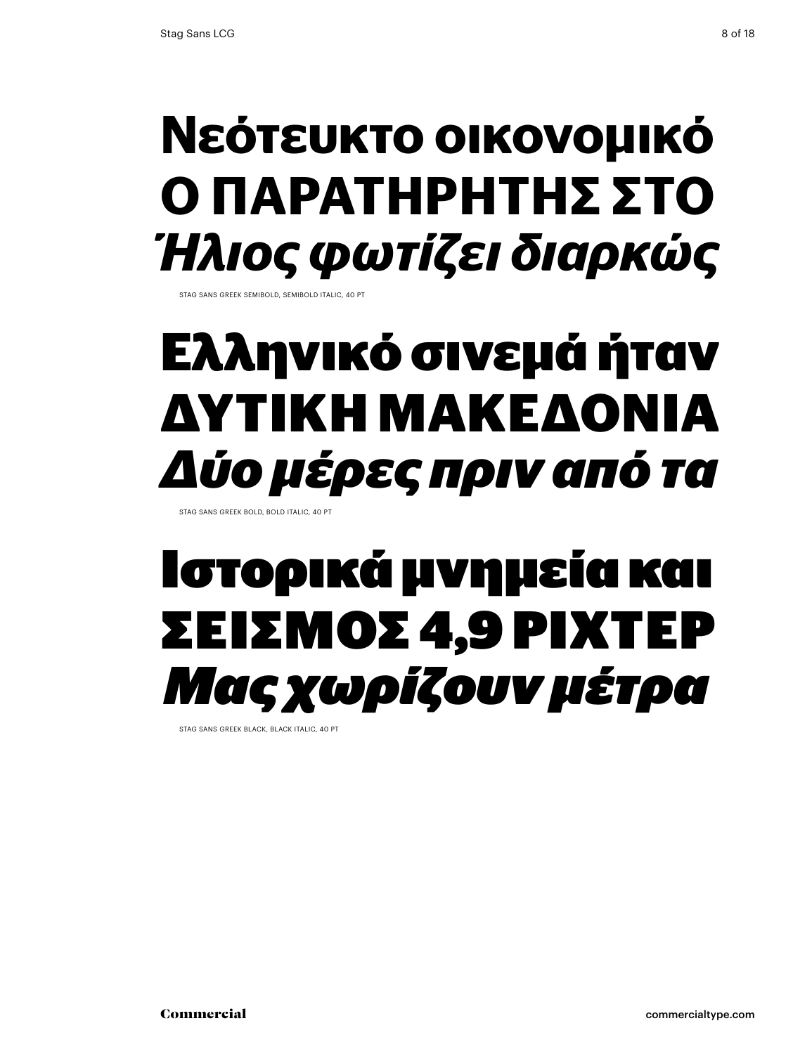**Νεότευκτο οικονομικό**
**Ο ΠΑΡΑΤΗΡΗΤΗΣ ΣΤΟ**
***Ήλιος φωτίζει διαρκώς***

STAG SANS GREEK SEMIBOLD, SEMIBOLD ITALIC, 40 PT

**Ελληνικό σινεμά ήταν**
**ΔΥΤΙΚΗ ΜΑΚΕΔΟΝΙΑ**
***Δύο μέρες πριν από τα***

STAG SANS GREEK BOLD, BOLD ITALIC, 40 PT

**Ιστορικά μνημεία και**
**ΣΕΙΣΜΟΣ 4,9 ΡΙΧΤΕΡ**
***Μας χωρίζουν μέτρα***

STAG SANS GREEK BLACK, BLACK ITALIC, 40 PT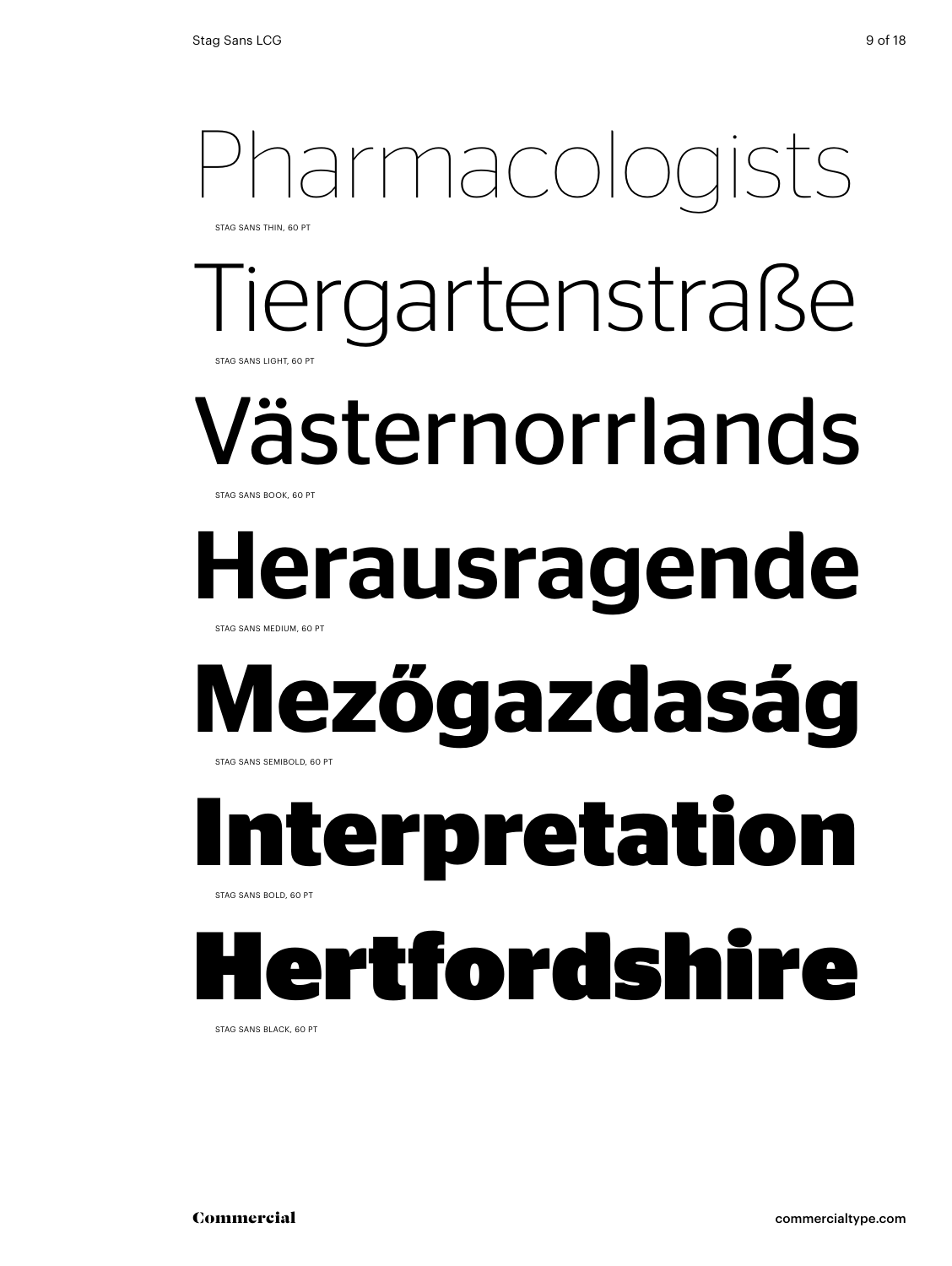Pharmacologists

STAG SANS THIN, 60 PT

Tiergartenstraße

STAG SANS LIGHT, 60 PT

Västernorrlands

STAG SANS BOOK, 60 PT

**Herausragende**

STAG SANS MEDIUM, 60 PT

**Mezőgazdaság**

STAG SANS SEMIBOLD, 60 PT

**Interpretation**

STAG SANS BOLD, 60 PT

**Hertfordshire**

STAG SANS BLACK, 60 PT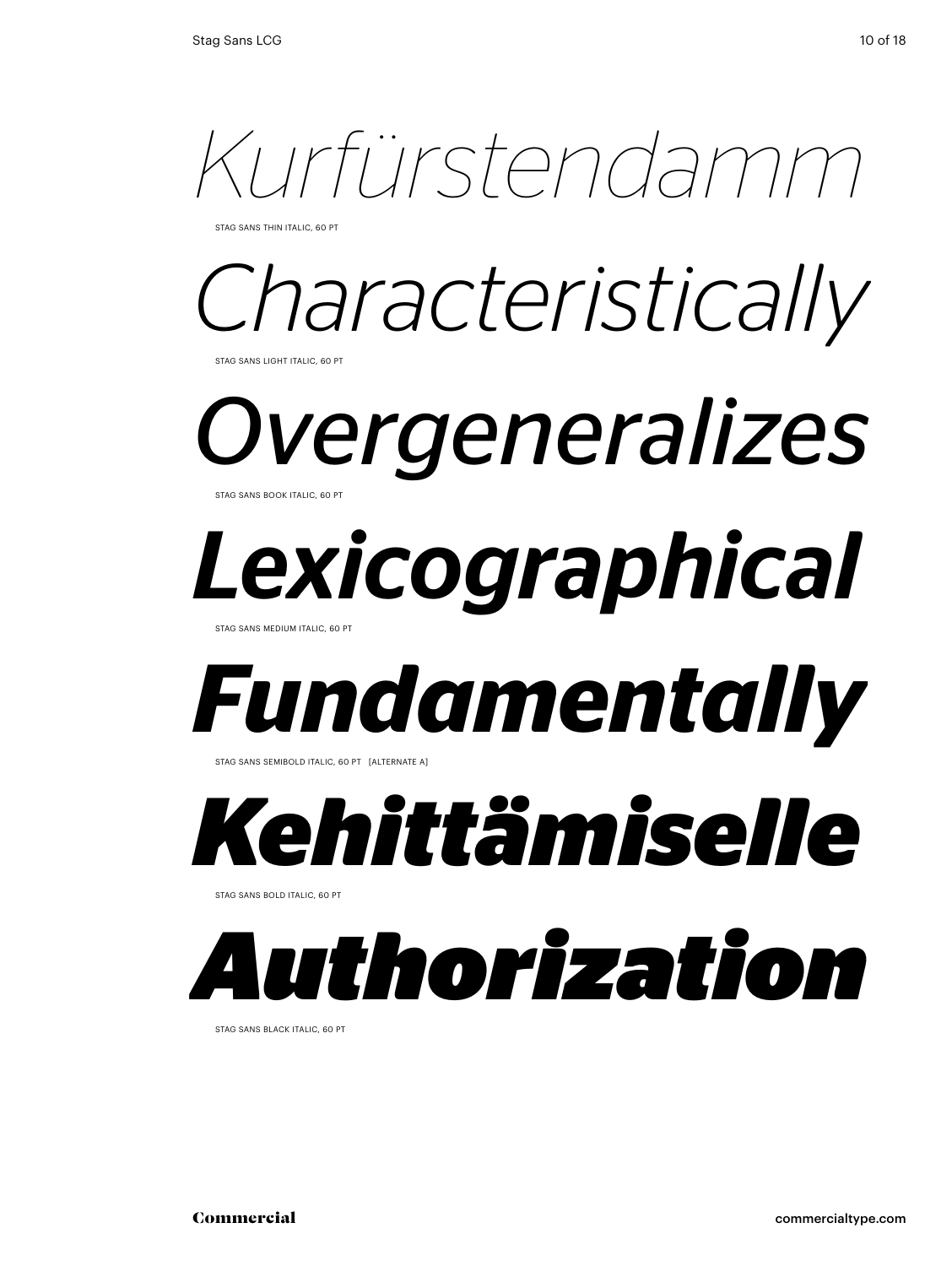*Kurfürstendamm*

STAG SANS THIN ITALIC, 60 PT

*Characteristically*

STAG SANS LIGHT ITALIC, 60 PT

*Overgeneralizes*

STAG SANS BOOK ITALIC, 60 PT

***Lexicographical***

STAG SANS MEDIUM ITALIC, 60 PT

***Fundamentally***

STAG SANS SEMIBOLD ITALIC, 60 PT [ALTERNATE A]

***Kehittämiselle***

STAG SANS BOLD ITALIC, 60 PT

***Authorization***

STAG SANS BLACK ITALIC, 60 PT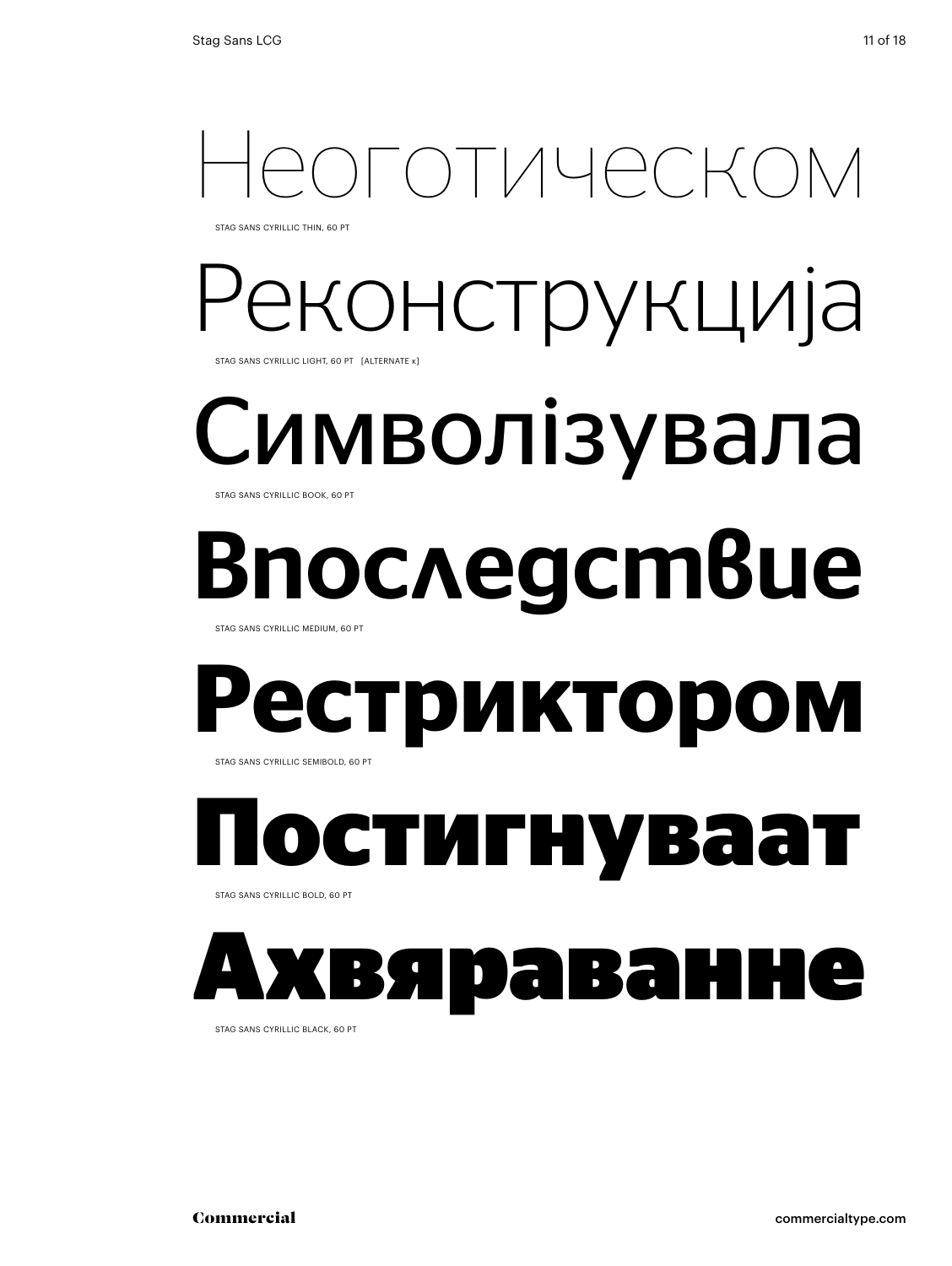Неоготическом

STAG SANS CYRILLIC THIN, 60 PT

Реконструкција

STAG SANS CYRILLIC LIGHT, 60 PT [ALTERNATE к]

Символізувала

STAG SANS CYRILLIC BOOK, 60 PT

**Впоследствие**

STAG SANS CYRILLIC MEDIUM, 60 PT

**Рестриктором**

STAG SANS CYRILLIC SEMIBOLD, 60 PT

**Постигнуваат**

STAG SANS CYRILLIC BOLD, 60 PT

**Ахвяраванне**

STAG SANS CYRILLIC BLACK, 60 PT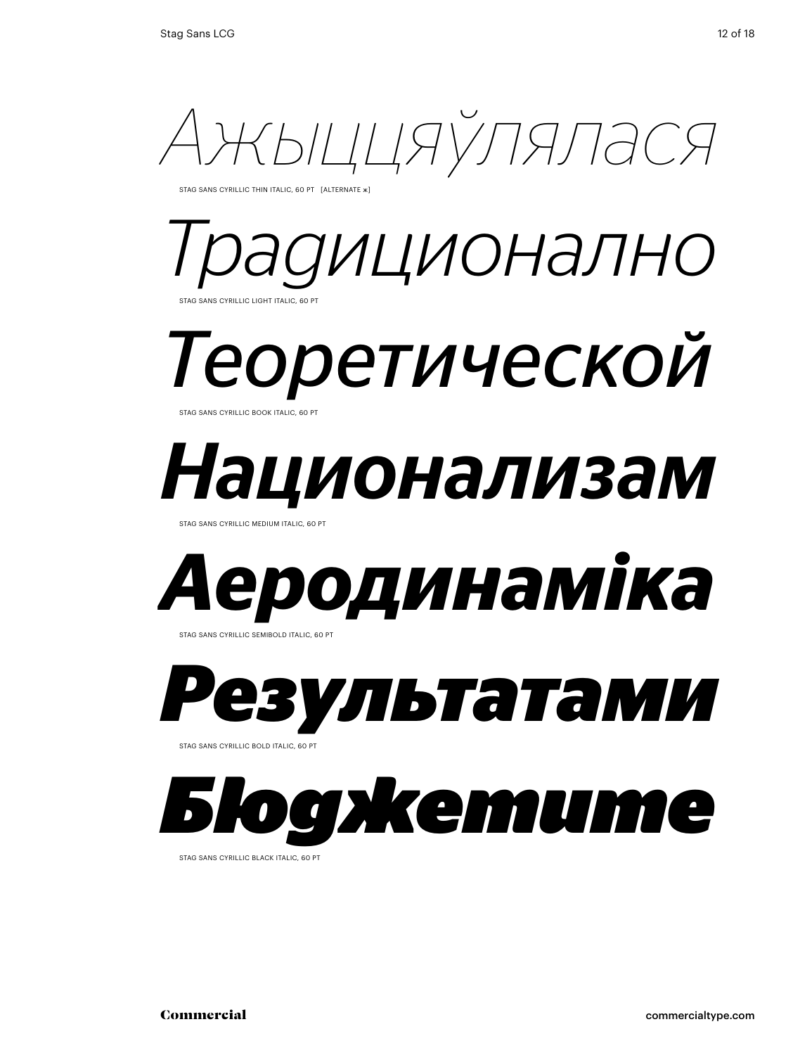*Ажыццяўлялася*

STAG SANS CYRILLIC THIN ITALIC, 60 PT [ALTERNATE ж]

*Традиционално*

STAG SANS CYRILLIC LIGHT ITALIC, 60 PT

*Теоретической*

STAG SANS CYRILLIC BOOK ITALIC, 60 PT

***Национализам***

STAG SANS CYRILLIC MEDIUM ITALIC, 60 PT

***Аеродинаміка***

STAG SANS CYRILLIC SEMIBOLD ITALIC, 60 PT

***Результатами***

STAG SANS CYRILLIC BOLD ITALIC, 60 PT

***Бюджетите***

STAG SANS CYRILLIC BLACK ITALIC, 60 PT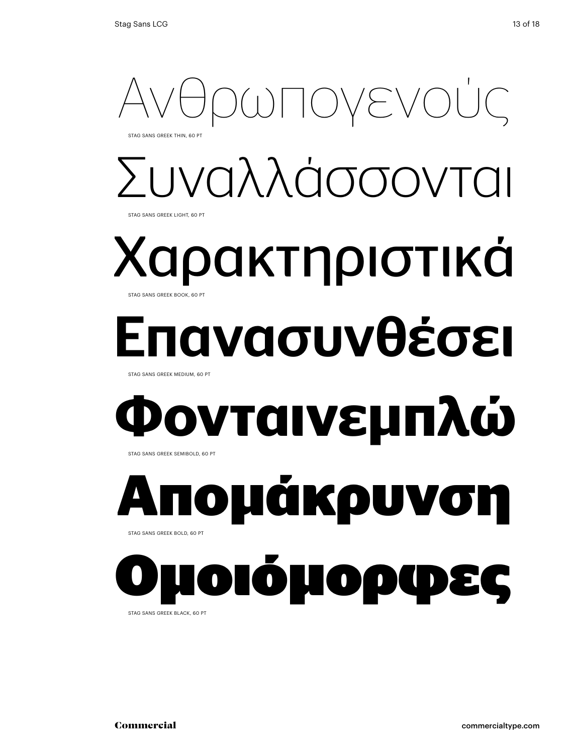Ανθρωπογενούς

STAG SANS GREEK THIN, 60 PT

Συναλλάσσονται

STAG SANS GREEK LIGHT, 60 PT

Χαρακτηριστικά

STAG SANS GREEK BOOK, 60 PT

**Επανασυνθέσει**

STAG SANS GREEK MEDIUM, 60 PT

**Φονταινεμπλώ**

STAG SANS GREEK SEMIBOLD, 60 PT

**Απομάκρυνση**

STAG SANS GREEK BOLD, 60 PT

**Ομοιόμορφες**

STAG SANS GREEK BLACK, 60 PT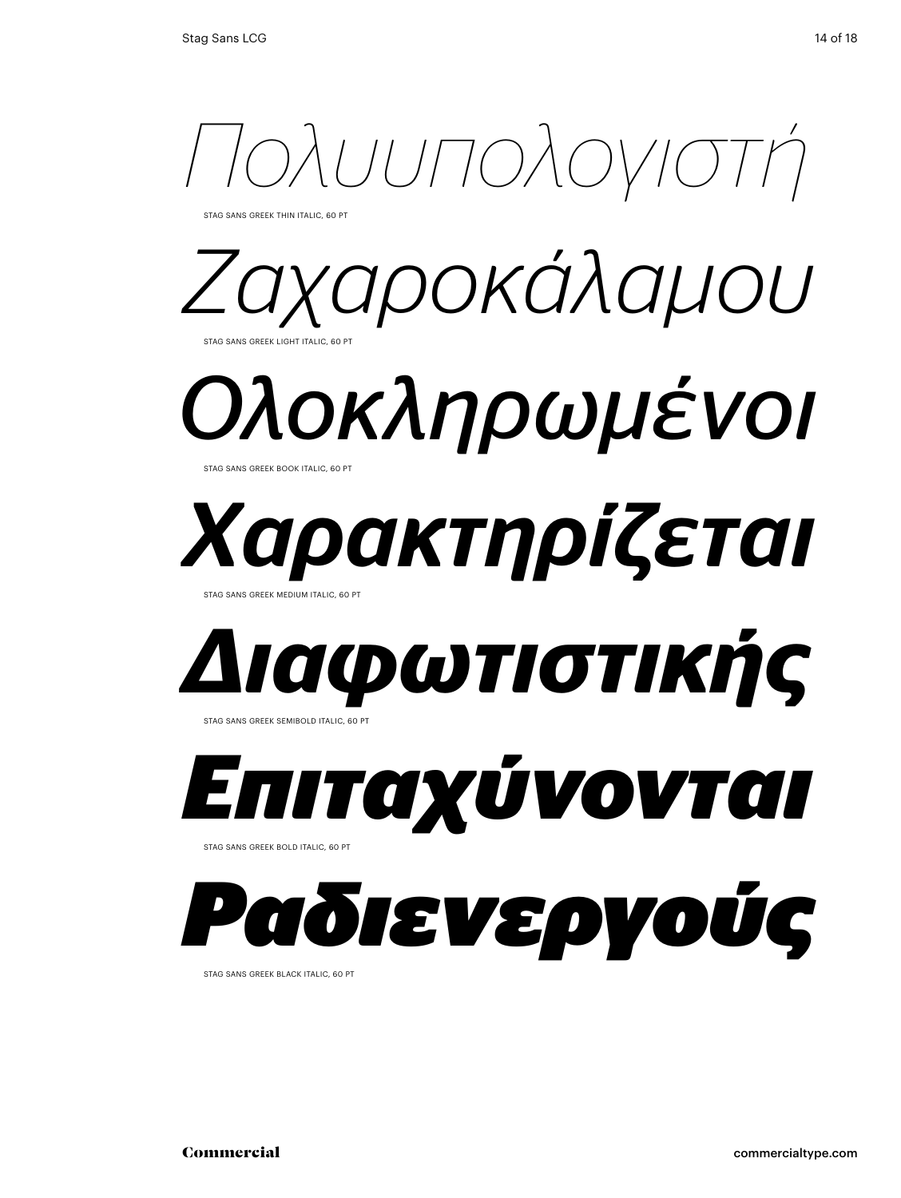*Πολυυπολογιστή*

STAG SANS GREEK THIN ITALIC, 60 PT

*Ζαχαροκάλαμου*

STAG SANS GREEK LIGHT ITALIC, 60 PT

*Ολοκληρωμένοι*

STAG SANS GREEK BOOK ITALIC, 60 PT

***Χαρακτηρίζεται***

STAG SANS GREEK MEDIUM ITALIC, 60 PT

***Διαφωτιστικής***

STAG SANS GREEK SEMIBOLD ITALIC, 60 PT

***Επιταχύνονται***

STAG SANS GREEK BOLD ITALIC, 60 PT

***Ραδιενεργούς***

STAG SANS GREEK BLACK ITALIC, 60 PT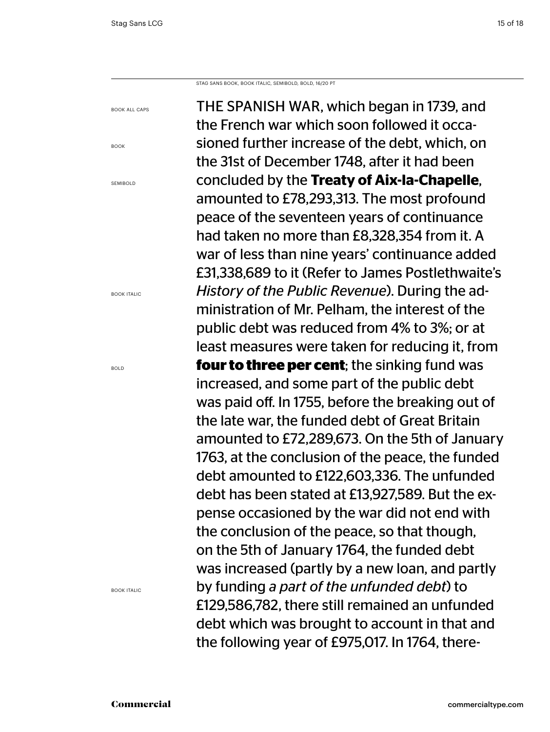STAG SANS BOOK, BOOK ITALIC, SEMIBOLD, BOLD, 16/20 PT

BOOK ALL CAPS

BOOK

SEMIBOLD

BOOK ITALIC

BOLD

BOOK ITALIC

THE SPANISH WAR, which began in 1739, and the French war which soon followed it occasioned further increase of the debt, which, on the 31st of December 1748, after it had been concluded by the **Treaty of Aix-la-Chapelle**, amounted to £78,293,313. The most profound peace of the seventeen years of continuance had taken no more than £8,328,354 from it. A war of less than nine years' continuance added £31,338,689 to it (Refer to James Postlethwaite's *History of the Public Revenue*). During the administration of Mr. Pelham, the interest of the public debt was reduced from 4% to 3%; or at least measures were taken for reducing it, from **four to three per cent**; the sinking fund was increased, and some part of the public debt was paid off. In 1755, before the breaking out of the late war, the funded debt of Great Britain amounted to £72,289,673. On the 5th of January 1763, at the conclusion of the peace, the funded debt amounted to £122,603,336. The unfunded debt has been stated at £13,927,589. But the expense occasioned by the war did not end with the conclusion of the peace, so that though, on the 5th of January 1764, the funded debt was increased (partly by a new loan, and partly by funding *a part of the unfunded debt*) to £129,586,782, there still remained an unfunded debt which was brought to account in that and the following year of £975,017. In 1764, there-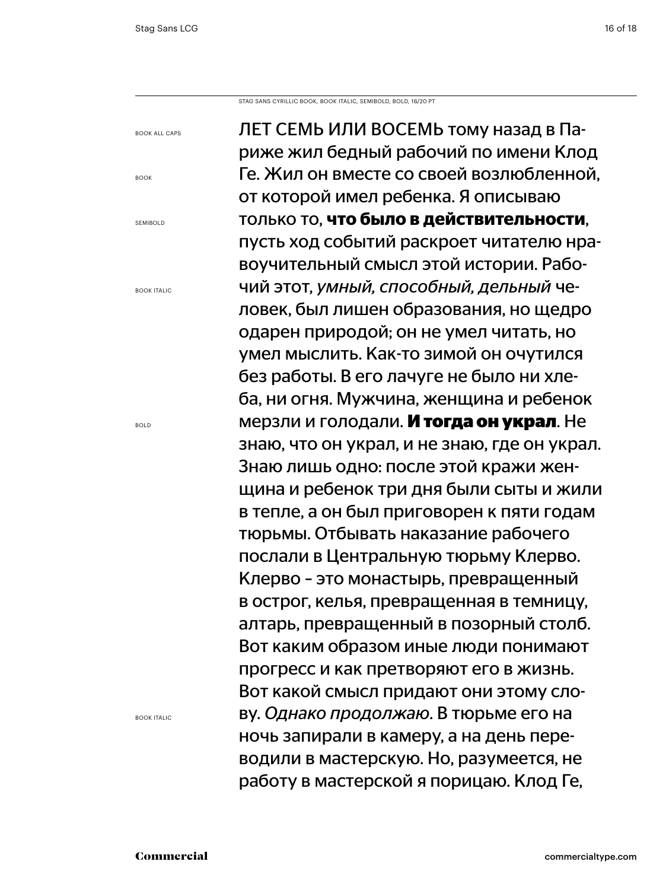STAG SANS CYRILLIC BOOK, BOOK ITALIC, SEMIBOLD, BOLD, 16/20 PT

BOOK ALL CAPS

BOOK

SEMIBOLD

BOOK ITALIC

BOLD

BOOK ITALIC

ЛЕТ СЕМЬ ИЛИ ВОСЕМЬ тому назад в Париже жил бедный рабочий по имени Клод Ге. Жил он вместе со своей возлюбленной, от которой имел ребенка. Я описываю только то, **что было в действительности**, пусть ход событий раскроет читателю нравоучительный смысл этой истории. Рабочий этот, *умный, способный, дельный* человек, был лишен образования, но щедро одарен природой; он не умел читать, но умел мыслить. Как-то зимой он очутился без работы. В его лачуге не было ни хлеба, ни огня. Мужчина, женщина и ребенок мерзли и голодали. **И тогда он украл**. Не знаю, что он украл, и не знаю, где он украл. Знаю лишь одно: после этой кражи женщина и ребенок три дня были сыты и жили в тепле, а он был приговорен к пяти годам тюрьмы. Отбывать наказание рабочего послали в Центральную тюрьму Клерво. Клерво – это монастырь, превращенный в острог, келья, превращенная в темницу, алтарь, превращенный в позорный столб. Вот каким образом иные люди понимают прогресс и как претворяют его в жизнь. Вот какой смысл придают они этому слову. *Однако продолжаю*. В тюрьме его на ночь запирали в камеру, а на день переводили в мастерскую. Но, разумеется, не работу в мастерской я порицаю. Клод Ге,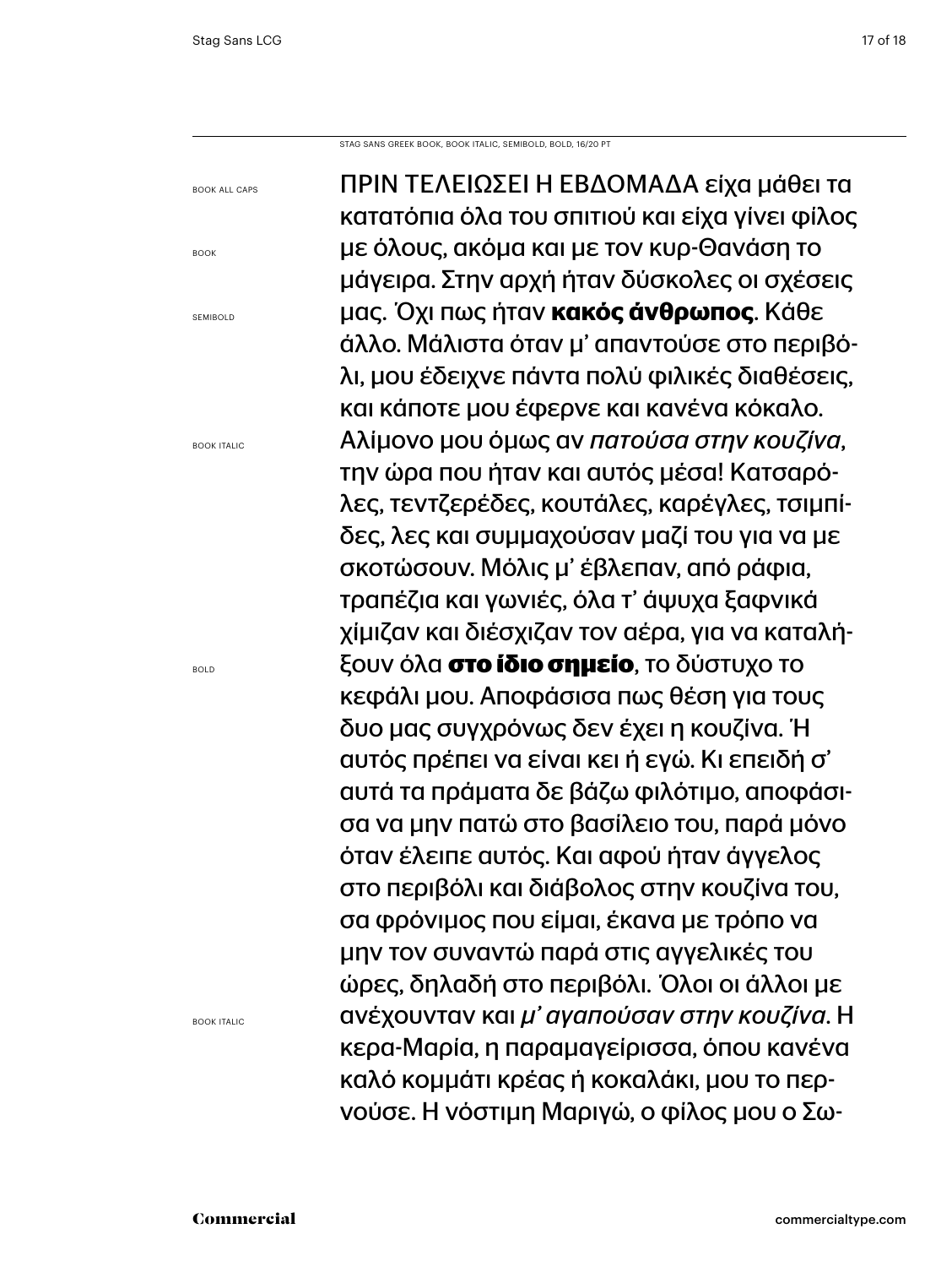STAG SANS GREEK BOOK, BOOK ITALIC, SEMIBOLD, BOLD, 16/20 PT

BOOK ALL CAPS

BOOK

SEMIBOLD

BOOK ITALIC

BOLD

BOOK ITALIC

ΠΡΙΝ ΤΕΛΕΙΩΣΕΙ Η ΕΒΔΟΜΑΔΑ είχα μάθει τα κατατόπια όλα του σπιτιού και είχα γίνει φίλος με όλους, ακόμα και με τον κυρ-Θανάση το μάγειρα. Στην αρχή ήταν δύσκολες οι σχέσεις μας. Όχι πως ήταν **κακός άνθρωπος**. Κάθε άλλο. Μάλιστα όταν μ' απαντούσε στο περιβόλι, μου έδειχνε πάντα πολύ φιλικές διαθέσεις, και κάποτε μου έφερνε και κανένα κόκαλο. Αλίμονο μου όμως αν *πατούσα στην κουζίνα*, την ώρα που ήταν και αυτός μέσα! Κατσαρόλες, τεντζερέδες, κουτάλες, καρέγλες, τσιμπίδες, λες και συμμαχούσαν μαζί του για να με σκοτώσουν. Μόλις μ' έβλεπαν, από ράφια, τραπέζια και γωνιές, όλα τ' άψυχα ξαφνικά χίμιζαν και διέσχιζαν τον αέρα, για να καταλήξουν όλα **στο ίδιο σημείο**, το δύστυχο το κεφάλι μου. Αποφάσισα πως θέση για τους δυο μας συγχρόνως δεν έχει η κουζίνα. Ή αυτός πρέπει να είναι κει ή εγώ. Κι επειδή σ' αυτά τα πράματα δε βάζω φιλότιμο, αποφάσισα να μην πατώ στο βασίλειο του, παρά μόνο όταν έλειπε αυτός. Και αφού ήταν άγγελος στο περιβόλι και διάβολος στην κουζίνα του, σα φρόνιμος που είμαι, έκανα με τρόπο να μην τον συναντώ παρά στις αγγελικές του ώρες, δηλαδή στο περιβόλι. Όλοι οι άλλοι με ανέχουνταν και *μ' αγαπούσαν στην κουζίνα*. Η κερα-Μαρία, η παραμαγείρισσα, όπου κανένα καλό κομμάτι κρέας ή κοκαλάκι, μου το περνούσε. Η νόστιμη Μαριγώ, ο φίλος μου ο Σω-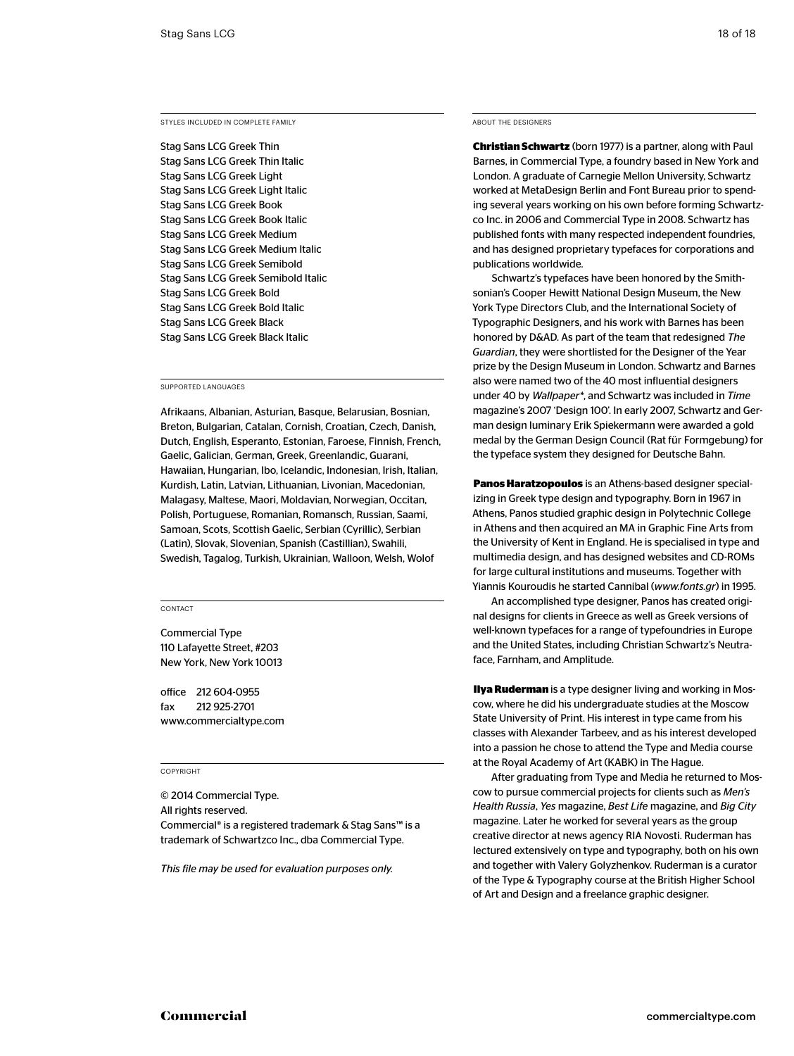## STYLES INCLUDED IN COMPLETE FAMILY

Stag Sans LCG Greek Thin
Stag Sans LCG Greek Thin Italic
Stag Sans LCG Greek Light
Stag Sans LCG Greek Light Italic
Stag Sans LCG Greek Book
Stag Sans LCG Greek Book Italic
Stag Sans LCG Greek Medium
Stag Sans LCG Greek Medium Italic
Stag Sans LCG Greek Semibold
Stag Sans LCG Greek Semibold Italic
Stag Sans LCG Greek Bold
Stag Sans LCG Greek Bold Italic
Stag Sans LCG Greek Black
Stag Sans LCG Greek Black Italic

## SUPPORTED LANGUAGES

Afrikaans, Albanian, Asturian, Basque, Belarusian, Bosnian, Breton, Bulgarian, Catalan, Cornish, Croatian, Czech, Danish, Dutch, English, Esperanto, Estonian, Faroese, Finnish, French, Gaelic, Galician, German, Greek, Greenlandic, Guarani, Hawaiian, Hungarian, Ibo, Icelandic, Indonesian, Irish, Italian, Kurdish, Latin, Latvian, Lithuanian, Livonian, Macedonian, Malagasy, Maltese, Maori, Moldavian, Norwegian, Occitan, Polish, Portuguese, Romanian, Romansch, Russian, Saami, Samoan, Scots, Scottish Gaelic, Serbian (Cyrillic), Serbian (Latin), Slovak, Slovenian, Spanish (Castillian), Swahili, Swedish, Tagalog, Turkish, Ukrainian, Walloon, Welsh, Wolof

## CONTACT

Commercial Type
110 Lafayette Street, #203
New York, New York 10013

office 212 604-0955
fax 212 925-2701
www.commercialtype.com

## COPYRIGHT

© 2014 Commercial Type.
All rights reserved.
Commercial® is a registered trademark & Stag Sans™ is a trademark of Schwartzco Inc., dba Commercial Type.

*This file may be used for evaluation purposes only.*

## ABOUT THE DESIGNERS

**Christian Schwartz** (born 1977) is a partner, along with Paul Barnes, in Commercial Type, a foundry based in New York and London. A graduate of Carnegie Mellon University, Schwartz worked at MetaDesign Berlin and Font Bureau prior to spending several years working on his own before forming Schwartzco Inc. in 2006 and Commercial Type in 2008. Schwartz has published fonts with many respected independent foundries, and has designed proprietary typefaces for corporations and publications worldwide.

Schwartz's typefaces have been honored by the Smithsonian's Cooper Hewitt National Design Museum, the New York Type Directors Club, and the International Society of Typographic Designers, and his work with Barnes has been honored by D&AD. As part of the team that redesigned *The Guardian*, they were shortlisted for the Designer of the Year prize by the Design Museum in London. Schwartz and Barnes also were named two of the 40 most influential designers under 40 by *Wallpaper**, and Schwartz was included in *Time* magazine's 2007 'Design 100'. In early 2007, Schwartz and German design luminary Erik Spiekermann were awarded a gold medal by the German Design Council (Rat für Formgebung) for the typeface system they designed for Deutsche Bahn.

**Panos Haratzopoulos** is an Athens-based designer specializing in Greek type design and typography. Born in 1967 in Athens, Panos studied graphic design in Polytechnic College in Athens and then acquired an MA in Graphic Fine Arts from the University of Kent in England. He is specialised in type and multimedia design, and has designed websites and CD-ROMs for large cultural institutions and museums. Together with Yiannis Kouroudis he started Cannibal (*www.fonts.gr*) in 1995.

An accomplished type designer, Panos has created original designs for clients in Greece as well as Greek versions of well-known typefaces for a range of typefoundries in Europe and the United States, including Christian Schwartz's Neutraface, Farnham, and Amplitude.

**Ilya Ruderman** is a type designer living and working in Moscow, where he did his undergraduate studies at the Moscow State University of Print. His interest in type came from his classes with Alexander Tarbeev, and as his interest developed into a passion he chose to attend the Type and Media course at the Royal Academy of Art (KABK) in The Hague.

After graduating from Type and Media he returned to Moscow to pursue commercial projects for clients such as *Men's Health Russia*, *Yes* magazine, *Best Life* magazine, and *Big City* magazine. Later he worked for several years as the group creative director at news agency RIA Novosti. Ruderman has lectured extensively on type and typography, both on his own and together with Valery Golyzhenkov. Ruderman is a curator of the Type & Typography course at the British Higher School of Art and Design and a freelance graphic designer.